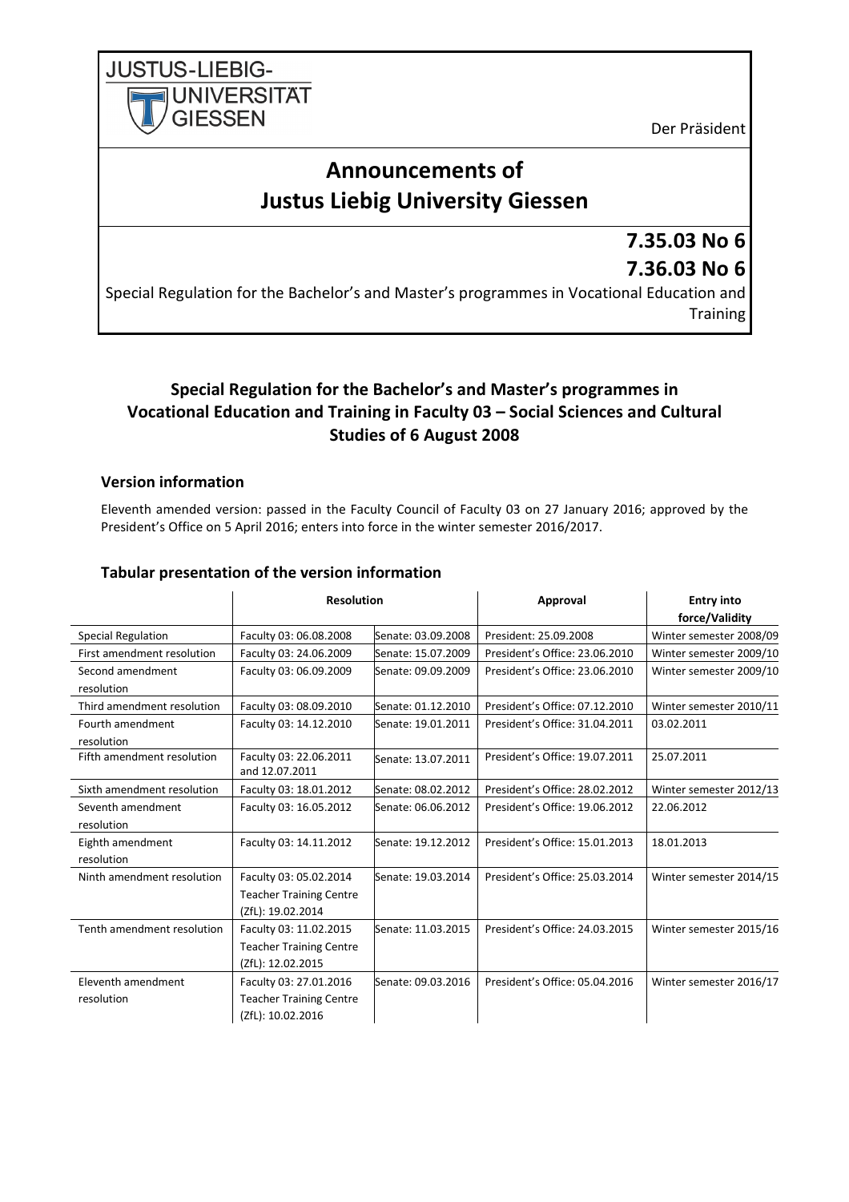JUSTUS-LIEBIG-UNIVERSITÄT GIESSEN

Der Präsident

# Announcements of Justus Liebig University Giessen

**7.35.03 No 6**

**7.36.03 No 6**

Special Regulation for the Bachelor's and Master's programmes in Vocational Education and Training

## Special Regulation for the Bachelor's and Master's programmes in Vocational Education and Training in Faculty 03 – Social Sciences and Cultural Studies of 6 August 2008

### Version information

Eleventh amended version: passed in the Faculty Council of Faculty 03 on 27 January 2016; approved by the President's Office on 5 April 2016; enters into force in the winter semester 2016/2017.

### Tabular presentation of the version information

| | Resolution | | Approval | Entry into force/Validity |
|---|---|---|---|---|
| Special Regulation | Faculty 03: 06.08.2008 | Senate: 03.09.2008 | President: 25.09.2008 | Winter semester 2008/09 |
| First amendment resolution | Faculty 03: 24.06.2009 | Senate: 15.07.2009 | President's Office: 23.06.2010 | Winter semester 2009/10 |
| Second amendment resolution | Faculty 03: 06.09.2009 | Senate: 09.09.2009 | President's Office: 23.06.2010 | Winter semester 2009/10 |
| Third amendment resolution | Faculty 03: 08.09.2010 | Senate: 01.12.2010 | President's Office: 07.12.2010 | Winter semester 2010/11 |
| Fourth amendment resolution | Faculty 03: 14.12.2010 | Senate: 19.01.2011 | President's Office: 31.04.2011 | 03.02.2011 |
| Fifth amendment resolution | Faculty 03: 22.06.2011 and 12.07.2011 | Senate: 13.07.2011 | President's Office: 19.07.2011 | 25.07.2011 |
| Sixth amendment resolution | Faculty 03: 18.01.2012 | Senate: 08.02.2012 | President's Office: 28.02.2012 | Winter semester 2012/13 |
| Seventh amendment resolution | Faculty 03: 16.05.2012 | Senate: 06.06.2012 | President's Office: 19.06.2012 | 22.06.2012 |
| Eighth amendment resolution | Faculty 03: 14.11.2012 | Senate: 19.12.2012 | President's Office: 15.01.2013 | 18.01.2013 |
| Ninth amendment resolution | Faculty 03: 05.02.2014 Teacher Training Centre (ZfL): 19.02.2014 | Senate: 19.03.2014 | President's Office: 25.03.2014 | Winter semester 2014/15 |
| Tenth amendment resolution | Faculty 03: 11.02.2015 Teacher Training Centre (ZfL): 12.02.2015 | Senate: 11.03.2015 | President's Office: 24.03.2015 | Winter semester 2015/16 |
| Eleventh amendment resolution | Faculty 03: 27.01.2016 Teacher Training Centre (ZfL): 10.02.2016 | Senate: 09.03.2016 | President's Office: 05.04.2016 | Winter semester 2016/17 |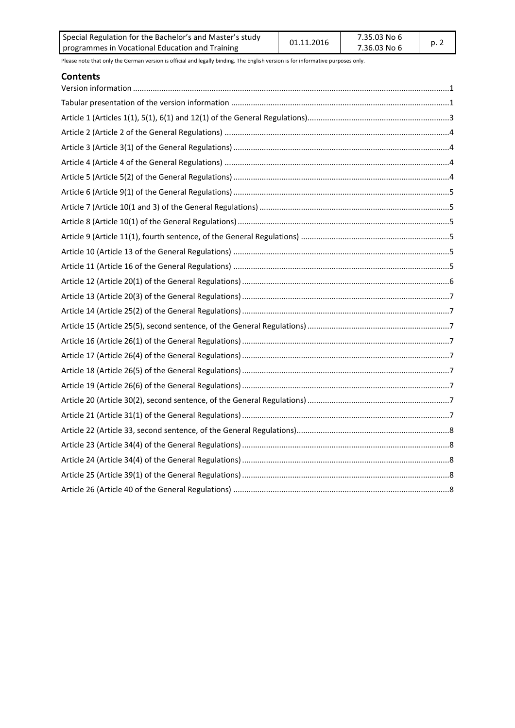Please note that only the German version is official and legally binding. The English version is for informative purposes only.

## Contents

Version information ........................................................................................................................................1

Tabular presentation of the version information ..............................................................................................1

Article 1 (Articles 1(1), 5(1), 6(1) and 12(1) of the General Regulations)...........................................................3

Article 2 (Article 2 of the General Regulations) ..................................................................................................4

Article 3 (Article 3(1) of the General Regulations) ..............................................................................................4

Article 4 (Article 4 of the General Regulations) ..................................................................................................4

Article 5 (Article 5(2) of the General Regulations) ..............................................................................................4

Article 6 (Article 9(1) of the General Regulations) ..............................................................................................5

Article 7 (Article 10(1 and 3) of the General Regulations) ..................................................................................5

Article 8 (Article 10(1) of the General Regulations) ............................................................................................5

Article 9 (Article 11(1), fourth sentence, of the General Regulations) ..............................................................5

Article 10 (Article 13 of the General Regulations) ..............................................................................................5

Article 11 (Article 16 of the General Regulations) ..............................................................................................5

Article 12 (Article 20(1) of the General Regulations) ..........................................................................................6

Article 13 (Article 20(3) of the General Regulations) ..........................................................................................7

Article 14 (Article 25(2) of the General Regulations) ..........................................................................................7

Article 15 (Article 25(5), second sentence, of the General Regulations) ............................................................7

Article 16 (Article 26(1) of the General Regulations) ..........................................................................................7

Article 17 (Article 26(4) of the General Regulations) ..........................................................................................7

Article 18 (Article 26(5) of the General Regulations) ..........................................................................................7

Article 19 (Article 26(6) of the General Regulations) ..........................................................................................7

Article 20 (Article 30(2), second sentence, of the General Regulations) ............................................................7

Article 21 (Article 31(1) of the General Regulations) ..........................................................................................7

Article 22 (Article 33, second sentence, of the General Regulations).................................................................8

Article 23 (Article 34(4) of the General Regulations) ..........................................................................................8

Article 24 (Article 34(4) of the General Regulations) ..........................................................................................8

Article 25 (Article 39(1) of the General Regulations) ..........................................................................................8

Article 26 (Article 40 of the General Regulations) ..............................................................................................8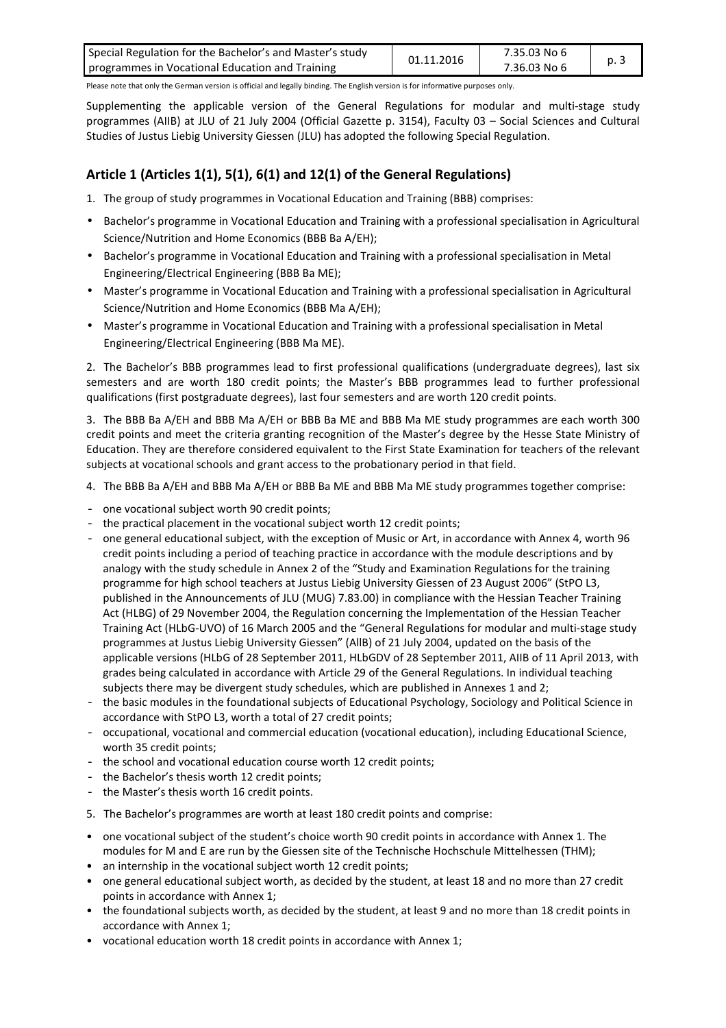Please note that only the German version is official and legally binding. The English version is for informative purposes only.

Supplementing the applicable version of the General Regulations for modular and multi-stage study programmes (AIIB) at JLU of 21 July 2004 (Official Gazette p. 3154), Faculty 03 – Social Sciences and Cultural Studies of Justus Liebig University Giessen (JLU) has adopted the following Special Regulation.

## Article 1 (Articles 1(1), 5(1), 6(1) and 12(1) of the General Regulations)

1. The group of study programmes in Vocational Education and Training (BBB) comprises:

- Bachelor's programme in Vocational Education and Training with a professional specialisation in Agricultural Science/Nutrition and Home Economics (BBB Ba A/EH);
- Bachelor's programme in Vocational Education and Training with a professional specialisation in Metal Engineering/Electrical Engineering (BBB Ba ME);
- Master's programme in Vocational Education and Training with a professional specialisation in Agricultural Science/Nutrition and Home Economics (BBB Ma A/EH);
- Master's programme in Vocational Education and Training with a professional specialisation in Metal Engineering/Electrical Engineering (BBB Ma ME).

2. The Bachelor's BBB programmes lead to first professional qualifications (undergraduate degrees), last six semesters and are worth 180 credit points; the Master's BBB programmes lead to further professional qualifications (first postgraduate degrees), last four semesters and are worth 120 credit points.

3. The BBB Ba A/EH and BBB Ma A/EH or BBB Ba ME and BBB Ma ME study programmes are each worth 300 credit points and meet the criteria granting recognition of the Master's degree by the Hesse State Ministry of Education. They are therefore considered equivalent to the First State Examination for teachers of the relevant subjects at vocational schools and grant access to the probationary period in that field.

4. The BBB Ba A/EH and BBB Ma A/EH or BBB Ba ME and BBB Ma ME study programmes together comprise:

- one vocational subject worth 90 credit points;
- the practical placement in the vocational subject worth 12 credit points;
- one general educational subject, with the exception of Music or Art, in accordance with Annex 4, worth 96 credit points including a period of teaching practice in accordance with the module descriptions and by analogy with the study schedule in Annex 2 of the "Study and Examination Regulations for the training programme for high school teachers at Justus Liebig University Giessen of 23 August 2006" (StPO L3, published in the Announcements of JLU (MUG) 7.83.00) in compliance with the Hessian Teacher Training Act (HLBG) of 29 November 2004, the Regulation concerning the Implementation of the Hessian Teacher Training Act (HLbG-UVO) of 16 March 2005 and the "General Regulations for modular and multi-stage study programmes at Justus Liebig University Giessen" (AllB) of 21 July 2004, updated on the basis of the applicable versions (HLbG of 28 September 2011, HLbGDV of 28 September 2011, AIIB of 11 April 2013, with grades being calculated in accordance with Article 29 of the General Regulations. In individual teaching subjects there may be divergent study schedules, which are published in Annexes 1 and 2;
- the basic modules in the foundational subjects of Educational Psychology, Sociology and Political Science in accordance with StPO L3, worth a total of 27 credit points;
- occupational, vocational and commercial education (vocational education), including Educational Science, worth 35 credit points;
- the school and vocational education course worth 12 credit points;
- the Bachelor's thesis worth 12 credit points;
- the Master's thesis worth 16 credit points.

5. The Bachelor's programmes are worth at least 180 credit points and comprise:

- one vocational subject of the student's choice worth 90 credit points in accordance with Annex 1. The modules for M and E are run by the Giessen site of the Technische Hochschule Mittelhessen (THM);
- an internship in the vocational subject worth 12 credit points;
- one general educational subject worth, as decided by the student, at least 18 and no more than 27 credit points in accordance with Annex 1;
- the foundational subjects worth, as decided by the student, at least 9 and no more than 18 credit points in accordance with Annex 1;
- vocational education worth 18 credit points in accordance with Annex 1;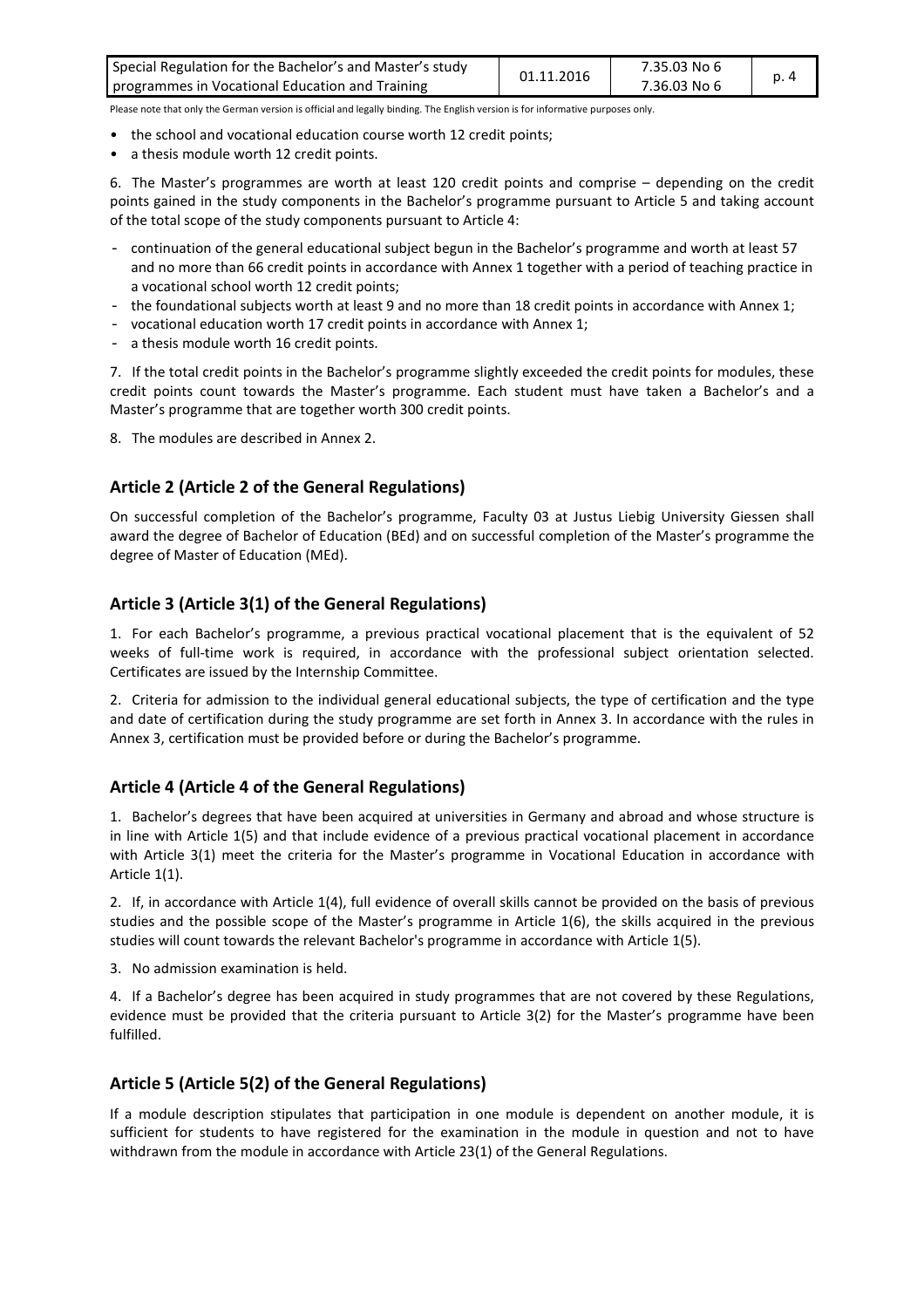- the school and vocational education course worth 12 credit points;
- a thesis module worth 12 credit points.

6. The Master's programmes are worth at least 120 credit points and comprise – depending on the credit points gained in the study components in the Bachelor's programme pursuant to Article 5 and taking account of the total scope of the study components pursuant to Article 4:

- continuation of the general educational subject begun in the Bachelor's programme and worth at least 57 and no more than 66 credit points in accordance with Annex 1 together with a period of teaching practice in a vocational school worth 12 credit points;
- the foundational subjects worth at least 9 and no more than 18 credit points in accordance with Annex 1;
- vocational education worth 17 credit points in accordance with Annex 1;
- a thesis module worth 16 credit points.

7. If the total credit points in the Bachelor's programme slightly exceeded the credit points for modules, these credit points count towards the Master's programme. Each student must have taken a Bachelor's and a Master's programme that are together worth 300 credit points.

8. The modules are described in Annex 2.

## Article 2 (Article 2 of the General Regulations)

On successful completion of the Bachelor's programme, Faculty 03 at Justus Liebig University Giessen shall award the degree of Bachelor of Education (BEd) and on successful completion of the Master's programme the degree of Master of Education (MEd).

## Article 3 (Article 3(1) of the General Regulations)

1. For each Bachelor's programme, a previous practical vocational placement that is the equivalent of 52 weeks of full-time work is required, in accordance with the professional subject orientation selected. Certificates are issued by the Internship Committee.

2. Criteria for admission to the individual general educational subjects, the type of certification and the type and date of certification during the study programme are set forth in Annex 3. In accordance with the rules in Annex 3, certification must be provided before or during the Bachelor's programme.

## Article 4 (Article 4 of the General Regulations)

1. Bachelor's degrees that have been acquired at universities in Germany and abroad and whose structure is in line with Article 1(5) and that include evidence of a previous practical vocational placement in accordance with Article 3(1) meet the criteria for the Master's programme in Vocational Education in accordance with Article 1(1).

2. If, in accordance with Article 1(4), full evidence of overall skills cannot be provided on the basis of previous studies and the possible scope of the Master's programme in Article 1(6), the skills acquired in the previous studies will count towards the relevant Bachelor's programme in accordance with Article 1(5).

3. No admission examination is held.

4. If a Bachelor's degree has been acquired in study programmes that are not covered by these Regulations, evidence must be provided that the criteria pursuant to Article 3(2) for the Master's programme have been fulfilled.

## Article 5 (Article 5(2) of the General Regulations)

If a module description stipulates that participation in one module is dependent on another module, it is sufficient for students to have registered for the examination in the module in question and not to have withdrawn from the module in accordance with Article 23(1) of the General Regulations.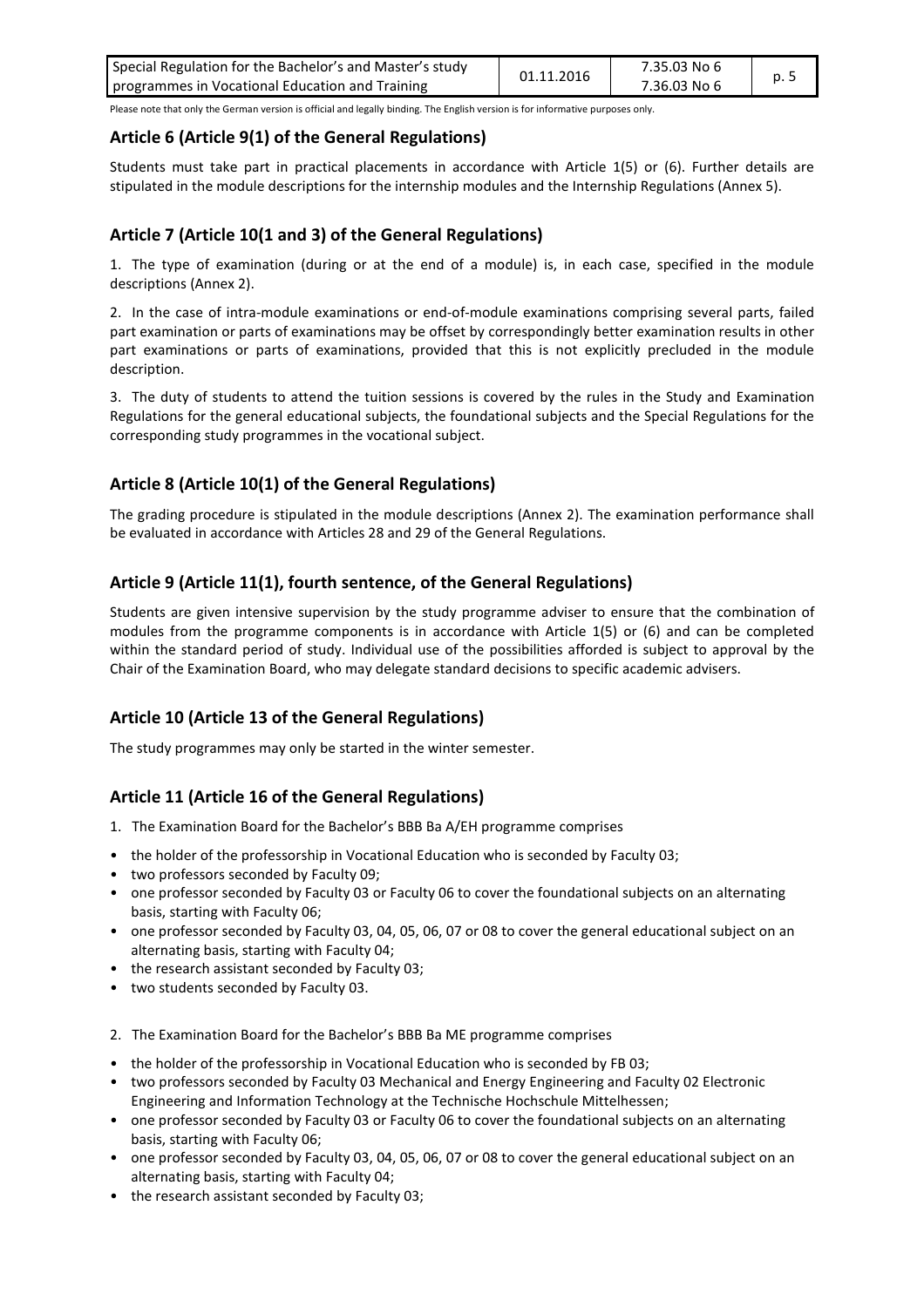## Article 6 (Article 9(1) of the General Regulations)

Students must take part in practical placements in accordance with Article 1(5) or (6). Further details are stipulated in the module descriptions for the internship modules and the Internship Regulations (Annex 5).

## Article 7 (Article 10(1 and 3) of the General Regulations)

1. The type of examination (during or at the end of a module) is, in each case, specified in the module descriptions (Annex 2).

2. In the case of intra-module examinations or end-of-module examinations comprising several parts, failed part examination or parts of examinations may be offset by correspondingly better examination results in other part examinations or parts of examinations, provided that this is not explicitly precluded in the module description.

3. The duty of students to attend the tuition sessions is covered by the rules in the Study and Examination Regulations for the general educational subjects, the foundational subjects and the Special Regulations for the corresponding study programmes in the vocational subject.

## Article 8 (Article 10(1) of the General Regulations)

The grading procedure is stipulated in the module descriptions (Annex 2). The examination performance shall be evaluated in accordance with Articles 28 and 29 of the General Regulations.

## Article 9 (Article 11(1), fourth sentence, of the General Regulations)

Students are given intensive supervision by the study programme adviser to ensure that the combination of modules from the programme components is in accordance with Article 1(5) or (6) and can be completed within the standard period of study. Individual use of the possibilities afforded is subject to approval by the Chair of the Examination Board, who may delegate standard decisions to specific academic advisers.

## Article 10 (Article 13 of the General Regulations)

The study programmes may only be started in the winter semester.

## Article 11 (Article 16 of the General Regulations)

1. The Examination Board for the Bachelor's BBB Ba A/EH programme comprises

- the holder of the professorship in Vocational Education who is seconded by Faculty 03;
- two professors seconded by Faculty 09;
- one professor seconded by Faculty 03 or Faculty 06 to cover the foundational subjects on an alternating basis, starting with Faculty 06;
- one professor seconded by Faculty 03, 04, 05, 06, 07 or 08 to cover the general educational subject on an alternating basis, starting with Faculty 04;
- the research assistant seconded by Faculty 03;
- two students seconded by Faculty 03.

2. The Examination Board for the Bachelor's BBB Ba ME programme comprises

- the holder of the professorship in Vocational Education who is seconded by FB 03;
- two professors seconded by Faculty 03 Mechanical and Energy Engineering and Faculty 02 Electronic Engineering and Information Technology at the Technische Hochschule Mittelhessen;
- one professor seconded by Faculty 03 or Faculty 06 to cover the foundational subjects on an alternating basis, starting with Faculty 06;
- one professor seconded by Faculty 03, 04, 05, 06, 07 or 08 to cover the general educational subject on an alternating basis, starting with Faculty 04;
- the research assistant seconded by Faculty 03;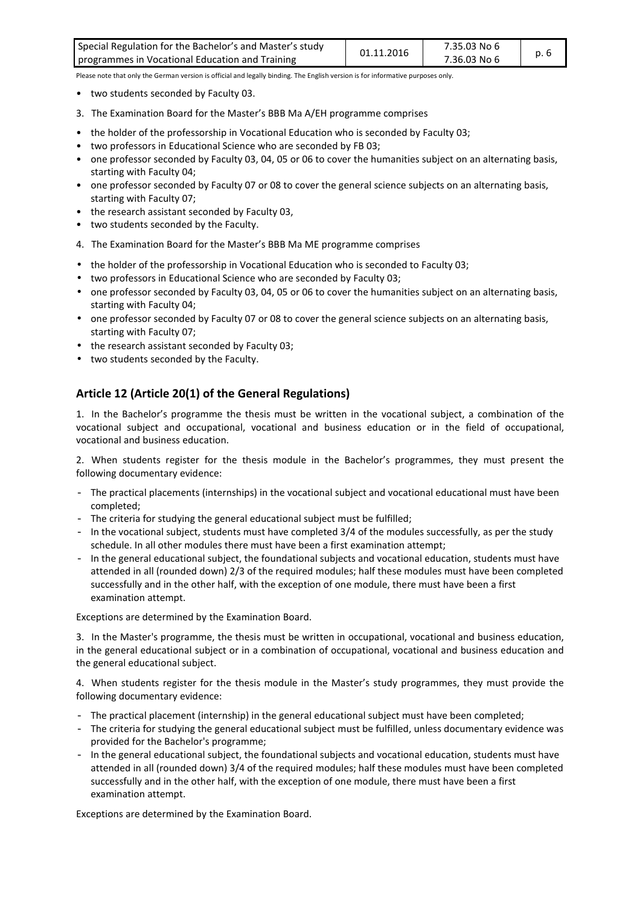Please note that only the German version is official and legally binding. The English version is for informative purposes only.

- two students seconded by Faculty 03.

3. The Examination Board for the Master's BBB Ma A/EH programme comprises

- the holder of the professorship in Vocational Education who is seconded by Faculty 03;
- two professors in Educational Science who are seconded by FB 03;
- one professor seconded by Faculty 03, 04, 05 or 06 to cover the humanities subject on an alternating basis, starting with Faculty 04;
- one professor seconded by Faculty 07 or 08 to cover the general science subjects on an alternating basis, starting with Faculty 07;
- the research assistant seconded by Faculty 03,
- two students seconded by the Faculty.

4. The Examination Board for the Master's BBB Ma ME programme comprises

- the holder of the professorship in Vocational Education who is seconded to Faculty 03;
- two professors in Educational Science who are seconded by Faculty 03;
- one professor seconded by Faculty 03, 04, 05 or 06 to cover the humanities subject on an alternating basis, starting with Faculty 04;
- one professor seconded by Faculty 07 or 08 to cover the general science subjects on an alternating basis, starting with Faculty 07;
- the research assistant seconded by Faculty 03;
- two students seconded by the Faculty.

## Article 12 (Article 20(1) of the General Regulations)

1. In the Bachelor's programme the thesis must be written in the vocational subject, a combination of the vocational subject and occupational, vocational and business education or in the field of occupational, vocational and business education.

2. When students register for the thesis module in the Bachelor's programmes, they must present the following documentary evidence:

- The practical placements (internships) in the vocational subject and vocational educational must have been completed;
- The criteria for studying the general educational subject must be fulfilled;
- In the vocational subject, students must have completed 3/4 of the modules successfully, as per the study schedule. In all other modules there must have been a first examination attempt;
- In the general educational subject, the foundational subjects and vocational education, students must have attended in all (rounded down) 2/3 of the required modules; half these modules must have been completed successfully and in the other half, with the exception of one module, there must have been a first examination attempt.

Exceptions are determined by the Examination Board.

3. In the Master's programme, the thesis must be written in occupational, vocational and business education, in the general educational subject or in a combination of occupational, vocational and business education and the general educational subject.

4. When students register for the thesis module in the Master's study programmes, they must provide the following documentary evidence:

- The practical placement (internship) in the general educational subject must have been completed;
- The criteria for studying the general educational subject must be fulfilled, unless documentary evidence was provided for the Bachelor's programme;
- In the general educational subject, the foundational subjects and vocational education, students must have attended in all (rounded down) 3/4 of the required modules; half these modules must have been completed successfully and in the other half, with the exception of one module, there must have been a first examination attempt.

Exceptions are determined by the Examination Board.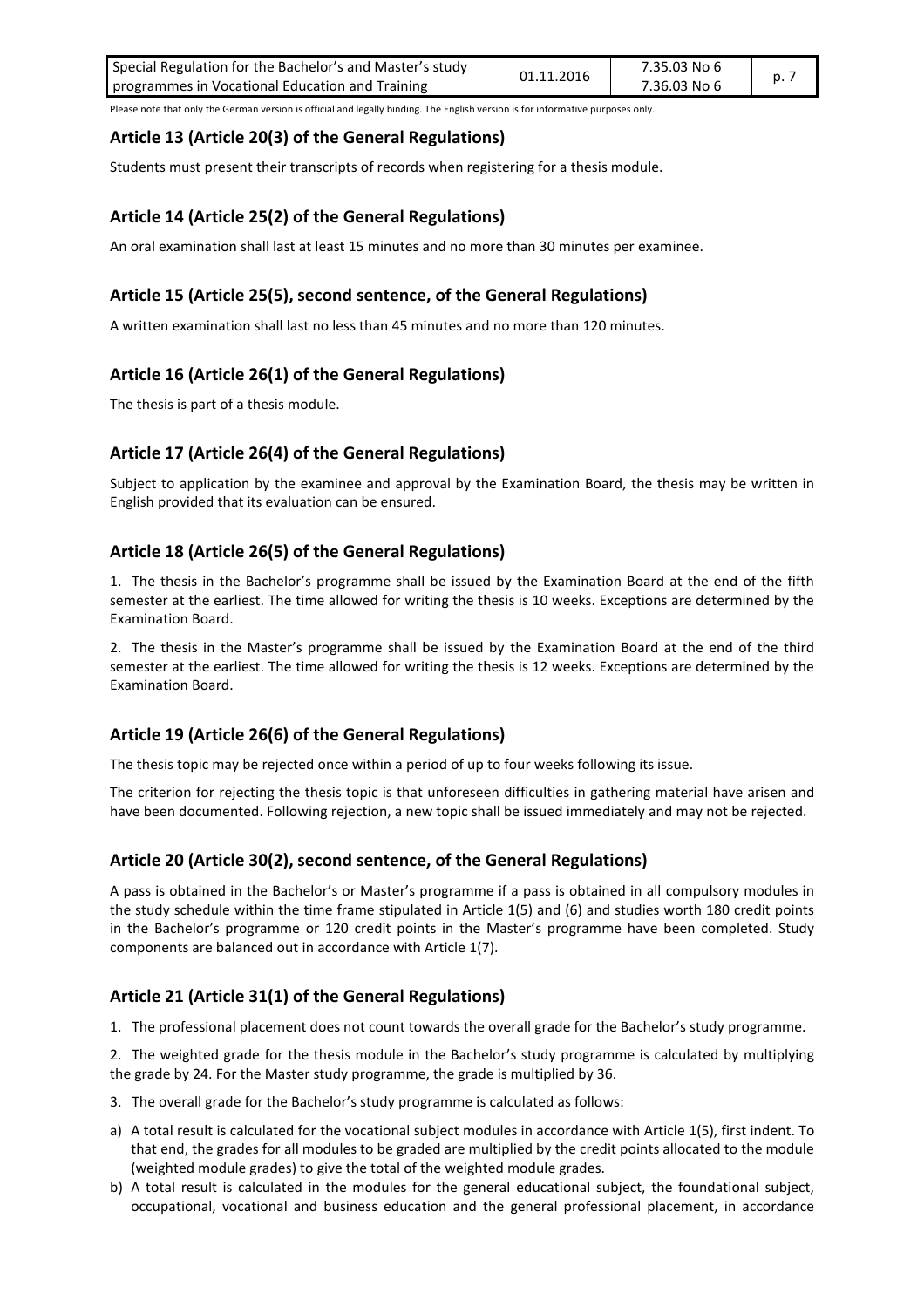## Article 13 (Article 20(3) of the General Regulations)

Students must present their transcripts of records when registering for a thesis module.

## Article 14 (Article 25(2) of the General Regulations)

An oral examination shall last at least 15 minutes and no more than 30 minutes per examinee.

## Article 15 (Article 25(5), second sentence, of the General Regulations)

A written examination shall last no less than 45 minutes and no more than 120 minutes.

## Article 16 (Article 26(1) of the General Regulations)

The thesis is part of a thesis module.

## Article 17 (Article 26(4) of the General Regulations)

Subject to application by the examinee and approval by the Examination Board, the thesis may be written in English provided that its evaluation can be ensured.

## Article 18 (Article 26(5) of the General Regulations)

1. The thesis in the Bachelor's programme shall be issued by the Examination Board at the end of the fifth semester at the earliest. The time allowed for writing the thesis is 10 weeks. Exceptions are determined by the Examination Board.

2. The thesis in the Master's programme shall be issued by the Examination Board at the end of the third semester at the earliest. The time allowed for writing the thesis is 12 weeks. Exceptions are determined by the Examination Board.

## Article 19 (Article 26(6) of the General Regulations)

The thesis topic may be rejected once within a period of up to four weeks following its issue.

The criterion for rejecting the thesis topic is that unforeseen difficulties in gathering material have arisen and have been documented. Following rejection, a new topic shall be issued immediately and may not be rejected.

## Article 20 (Article 30(2), second sentence, of the General Regulations)

A pass is obtained in the Bachelor's or Master's programme if a pass is obtained in all compulsory modules in the study schedule within the time frame stipulated in Article 1(5) and (6) and studies worth 180 credit points in the Bachelor's programme or 120 credit points in the Master's programme have been completed. Study components are balanced out in accordance with Article 1(7).

## Article 21 (Article 31(1) of the General Regulations)

1. The professional placement does not count towards the overall grade for the Bachelor's study programme.

2. The weighted grade for the thesis module in the Bachelor's study programme is calculated by multiplying the grade by 24. For the Master study programme, the grade is multiplied by 36.

3. The overall grade for the Bachelor's study programme is calculated as follows:

a) A total result is calculated for the vocational subject modules in accordance with Article 1(5), first indent. To that end, the grades for all modules to be graded are multiplied by the credit points allocated to the module (weighted module grades) to give the total of the weighted module grades.

b) A total result is calculated in the modules for the general educational subject, the foundational subject, occupational, vocational and business education and the general professional placement, in accordance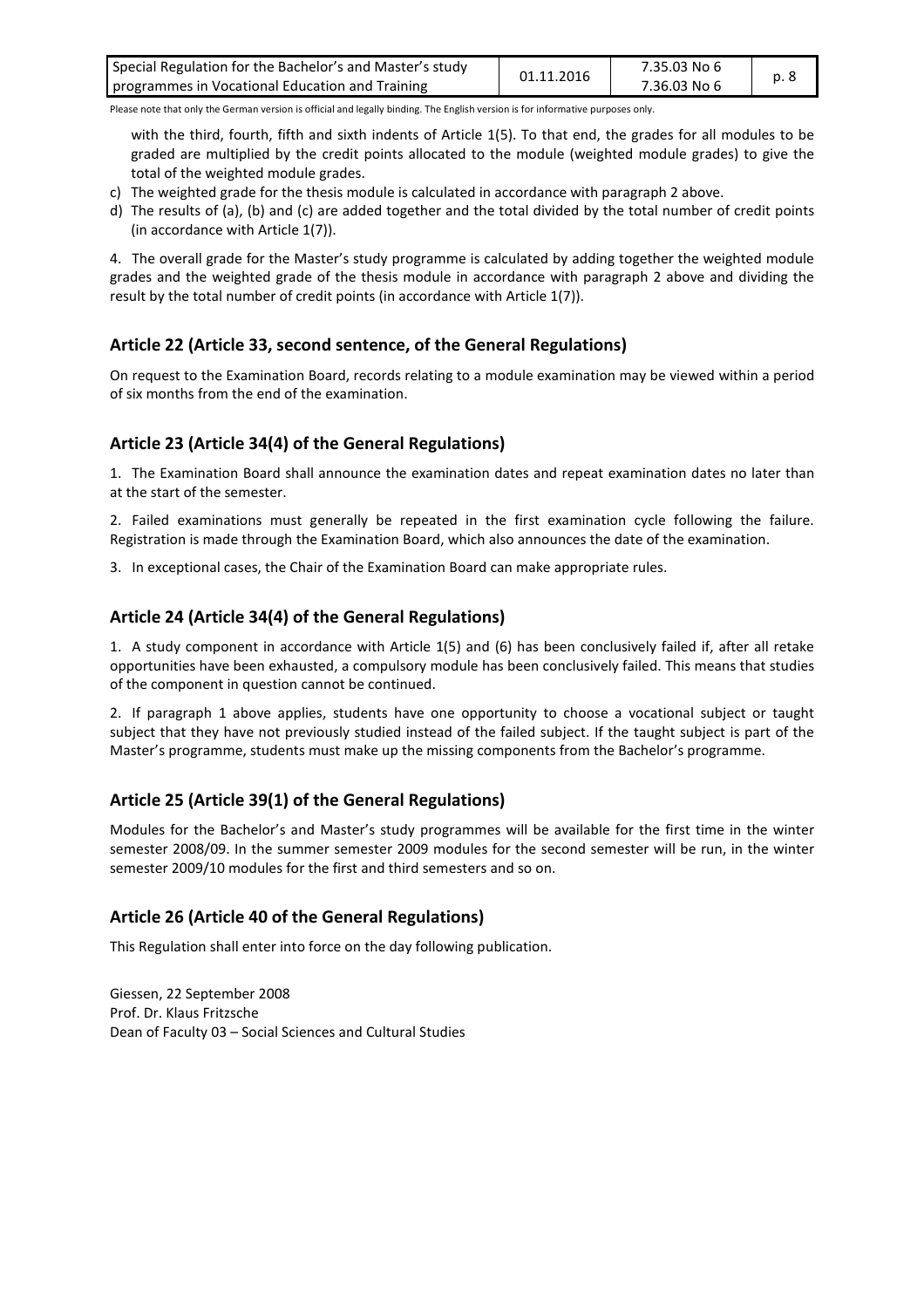with the third, fourth, fifth and sixth indents of Article 1(5). To that end, the grades for all modules to be graded are multiplied by the credit points allocated to the module (weighted module grades) to give the total of the weighted module grades.

c) The weighted grade for the thesis module is calculated in accordance with paragraph 2 above.
d) The results of (a), (b) and (c) are added together and the total divided by the total number of credit points (in accordance with Article 1(7)).

4. The overall grade for the Master's study programme is calculated by adding together the weighted module grades and the weighted grade of the thesis module in accordance with paragraph 2 above and dividing the result by the total number of credit points (in accordance with Article 1(7)).

## Article 22 (Article 33, second sentence, of the General Regulations)

On request to the Examination Board, records relating to a module examination may be viewed within a period of six months from the end of the examination.

## Article 23 (Article 34(4) of the General Regulations)

1. The Examination Board shall announce the examination dates and repeat examination dates no later than at the start of the semester.

2. Failed examinations must generally be repeated in the first examination cycle following the failure. Registration is made through the Examination Board, which also announces the date of the examination.

3. In exceptional cases, the Chair of the Examination Board can make appropriate rules.

## Article 24 (Article 34(4) of the General Regulations)

1. A study component in accordance with Article 1(5) and (6) has been conclusively failed if, after all retake opportunities have been exhausted, a compulsory module has been conclusively failed. This means that studies of the component in question cannot be continued.

2. If paragraph 1 above applies, students have one opportunity to choose a vocational subject or taught subject that they have not previously studied instead of the failed subject. If the taught subject is part of the Master's programme, students must make up the missing components from the Bachelor's programme.

## Article 25 (Article 39(1) of the General Regulations)

Modules for the Bachelor's and Master's study programmes will be available for the first time in the winter semester 2008/09. In the summer semester 2009 modules for the second semester will be run, in the winter semester 2009/10 modules for the first and third semesters and so on.

## Article 26 (Article 40 of the General Regulations)

This Regulation shall enter into force on the day following publication.

Giessen, 22 September 2008
Prof. Dr. Klaus Fritzsche
Dean of Faculty 03 – Social Sciences and Cultural Studies